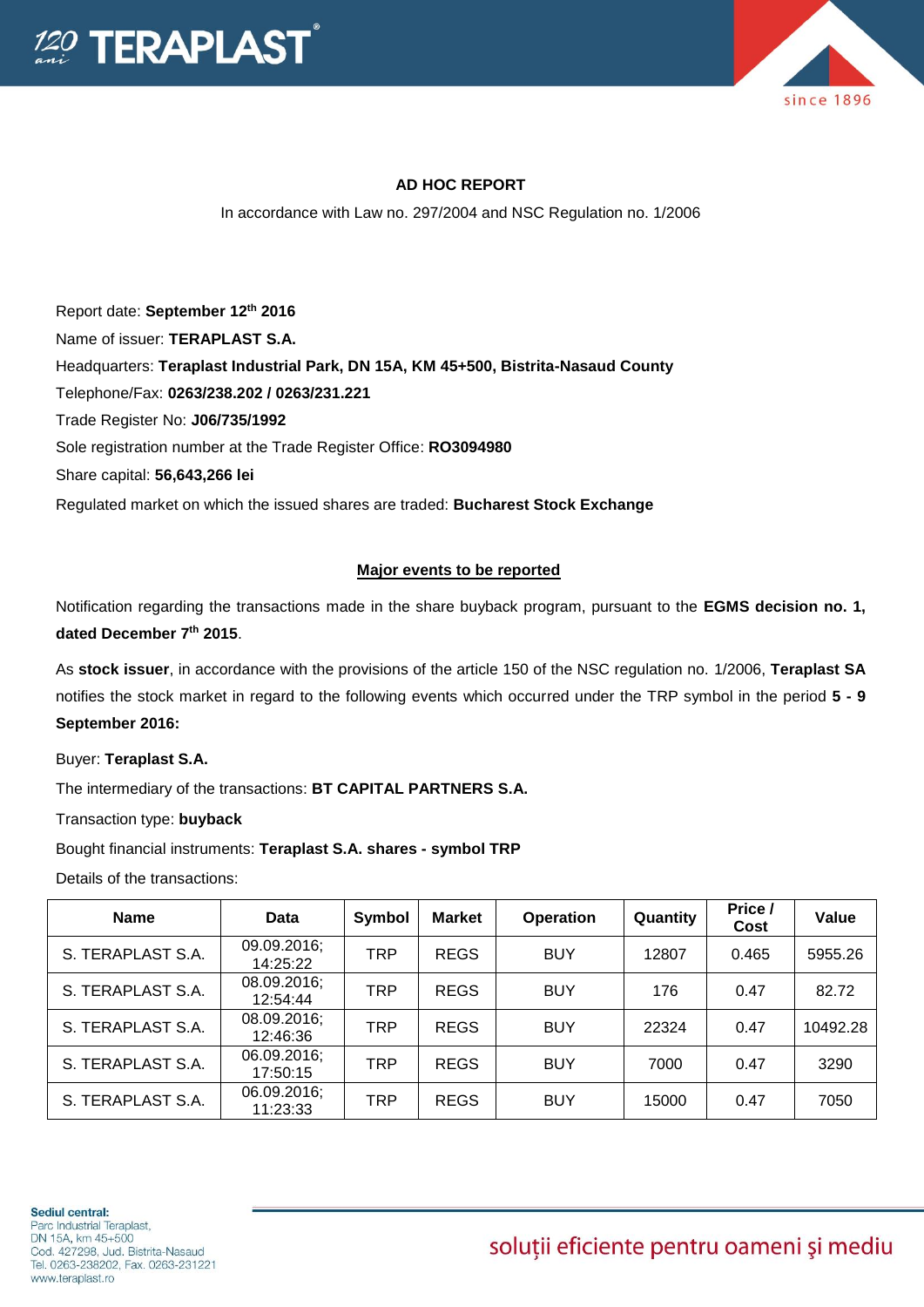**AD HOC REPORT**

In accordance with Law no. 297/2004 and NSC Regulation no. 1/2006

Report date: **September 12th 2016**

Name of issuer: **TERAPLAST S.A.**

Headquarters: **Teraplast Industrial Park, DN 15A, KM 45+500, Bistrita-Nasaud County**

Telephone/Fax: **0263/238.202 / 0263/231.221**

Trade Register No: **J06/735/1992**

Sole registration number at the Trade Register Office: **RO3094980**

Share capital: **56,643,266 lei**

Regulated market on which the issued shares are traded: **Bucharest Stock Exchange**

**Major events to be reported**

Notification regarding the transactions made in the share buyback program, pursuant to the **EGMS decision no. 1, dated December 7th 2015**.

As **stock issuer**, in accordance with the provisions of the article 150 of the NSC regulation no. 1/2006, **Teraplast SA** notifies the stock market in regard to the following events which occurred under the TRP symbol in the period **5 - 9 September 2016:**

Buyer: **Teraplast S.A.**

The intermediary of the transactions: **BT CAPITAL PARTNERS S.A.**

Transaction type: **buyback**

Bought financial instruments: **Teraplast S.A. shares - symbol TRP**

Details of the transactions:

| Name | Data | Symbol | Market | Operation | Quantity | Price / Cost | Value |
|---|---|---|---|---|---|---|---|
| S. TERAPLAST S.A. | 09.09.2016; 14:25:22 | TRP | REGS | BUY | 12807 | 0.465 | 5955.26 |
| S. TERAPLAST S.A. | 08.09.2016; 12:54:44 | TRP | REGS | BUY | 176 | 0.47 | 82.72 |
| S. TERAPLAST S.A. | 08.09.2016; 12:46:36 | TRP | REGS | BUY | 22324 | 0.47 | 10492.28 |
| S. TERAPLAST S.A. | 06.09.2016; 17:50:15 | TRP | REGS | BUY | 7000 | 0.47 | 3290 |
| S. TERAPLAST S.A. | 06.09.2016; 11:23:33 | TRP | REGS | BUY | 15000 | 0.47 | 7050 |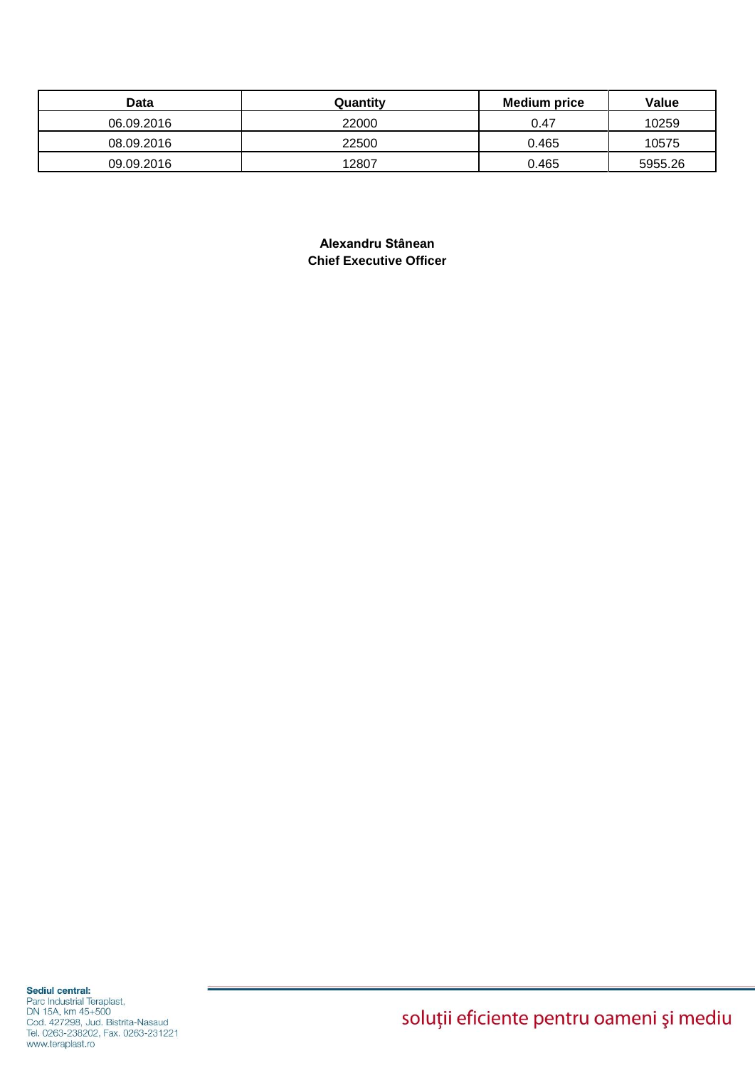| Data | Quantity | Medium price | Value |
| --- | --- | --- | --- |
| 06.09.2016 | 22000 | 0.47 | 10259 |
| 08.09.2016 | 22500 | 0.465 | 10575 |
| 09.09.2016 | 12807 | 0.465 | 5955.26 |

**Alexandru Stânean**
**Chief Executive Officer**